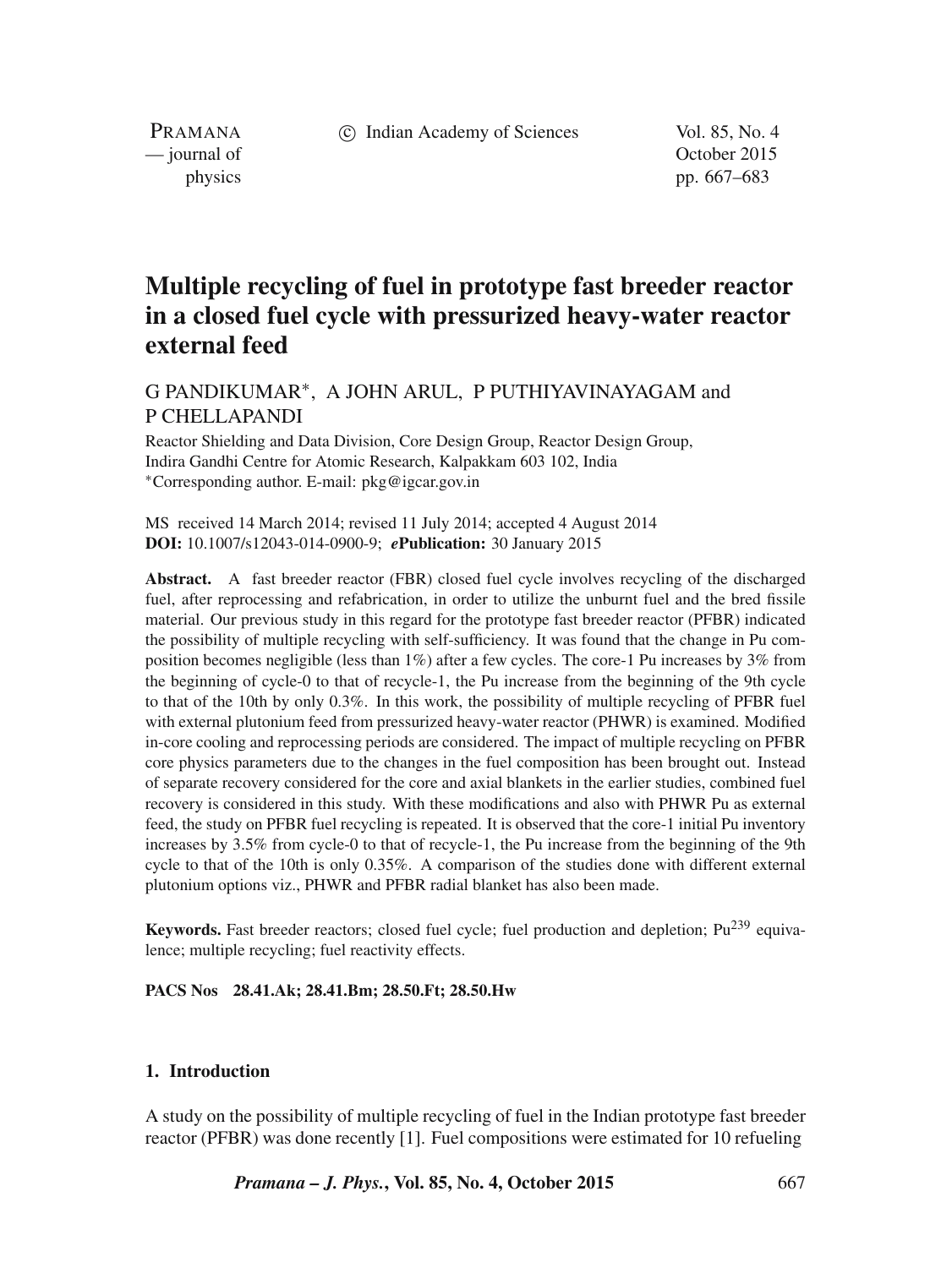# Multiple recycling of fuel in prototype fast breeder reactor in a closed fuel cycle with pressurized heavy-water reactor external feed

G PANDIKUMAR*, A JOHN ARUL, P PUTHIYAVINAYAGAM and P CHELLAPANDI

Reactor Shielding and Data Division, Core Design Group, Reactor Design Group, Indira Gandhi Centre for Atomic Research, Kalpakkam 603 102, India
*Corresponding author. E-mail: pkg@igcar.gov.in

MS received 14 March 2014; revised 11 July 2014; accepted 4 August 2014
**DOI:** 10.1007/s12043-014-0900-9; ***e*Publication:** 30 January 2015

**Abstract.** A fast breeder reactor (FBR) closed fuel cycle involves recycling of the discharged fuel, after reprocessing and refabrication, in order to utilize the unburnt fuel and the bred fissile material. Our previous study in this regard for the prototype fast breeder reactor (PFBR) indicated the possibility of multiple recycling with self-sufficiency. It was found that the change in Pu composition becomes negligible (less than 1%) after a few cycles. The core-1 Pu increases by 3% from the beginning of cycle-0 to that of recycle-1, the Pu increase from the beginning of the 9th cycle to that of the 10th by only 0.3%. In this work, the possibility of multiple recycling of PFBR fuel with external plutonium feed from pressurized heavy-water reactor (PHWR) is examined. Modified in-core cooling and reprocessing periods are considered. The impact of multiple recycling on PFBR core physics parameters due to the changes in the fuel composition has been brought out. Instead of separate recovery considered for the core and axial blankets in the earlier studies, combined fuel recovery is considered in this study. With these modifications and also with PHWR Pu as external feed, the study on PFBR fuel recycling is repeated. It is observed that the core-1 initial Pu inventory increases by 3.5% from cycle-0 to that of recycle-1, the Pu increase from the beginning of the 9th cycle to that of the 10th is only 0.35%. A comparison of the studies done with different external plutonium options viz., PHWR and PFBR radial blanket has also been made.

**Keywords.** Fast breeder reactors; closed fuel cycle; fuel production and depletion; $Pu^{239}$ equivalence; multiple recycling; fuel reactivity effects.

**PACS Nos** **28.41.Ak; 28.41.Bm; 28.50.Ft; 28.50.Hw**

## 1. Introduction

A study on the possibility of multiple recycling of fuel in the Indian prototype fast breeder reactor (PFBR) was done recently [1]. Fuel compositions were estimated for 10 refueling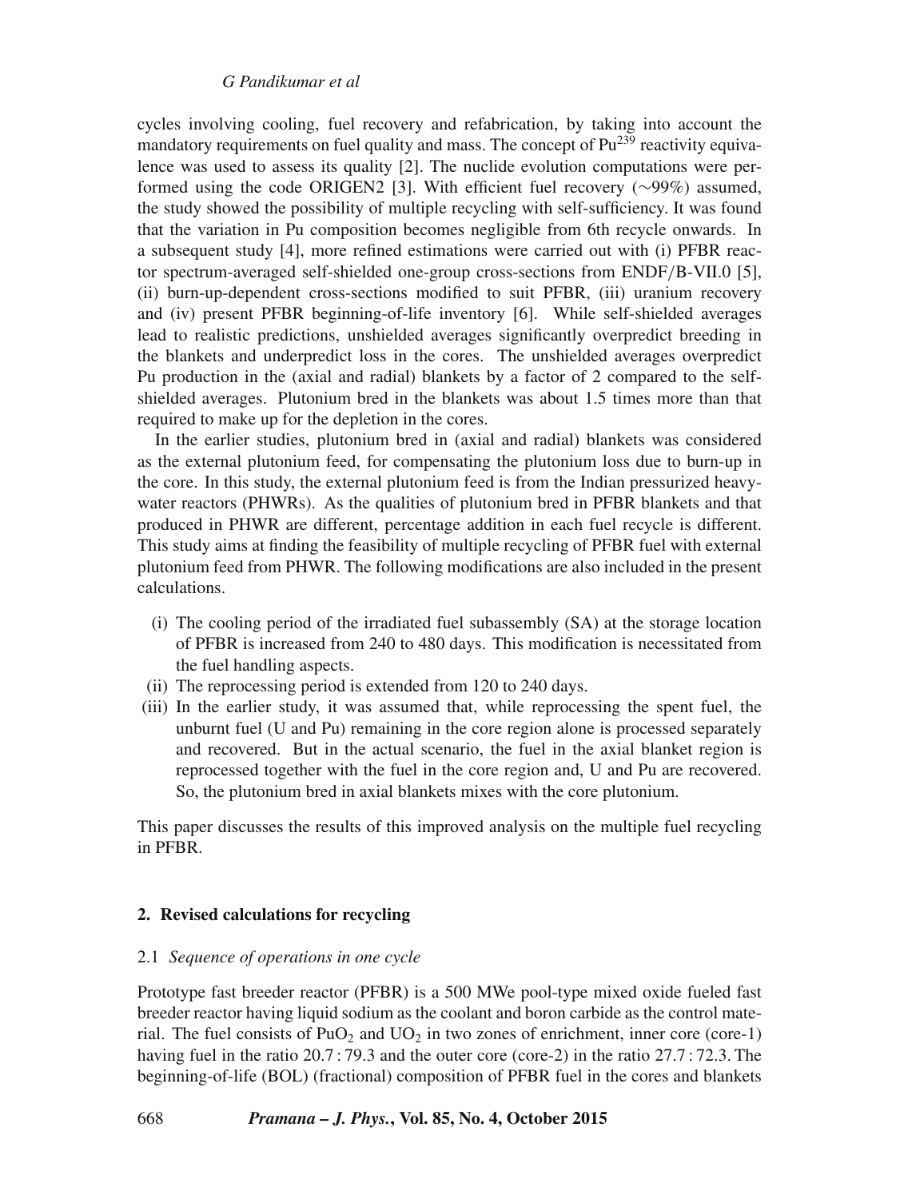cycles involving cooling, fuel recovery and refabrication, by taking into account the mandatory requirements on fuel quality and mass. The concept of $Pu^{239}$ reactivity equivalence was used to assess its quality [2]. The nuclide evolution computations were performed using the code ORIGEN2 [3]. With efficient fuel recovery (∼99%) assumed, the study showed the possibility of multiple recycling with self-sufficiency. It was found that the variation in Pu composition becomes negligible from 6th recycle onwards. In a subsequent study [4], more refined estimations were carried out with (i) PFBR reactor spectrum-averaged self-shielded one-group cross-sections from ENDF/B-VII.0 [5], (ii) burn-up-dependent cross-sections modified to suit PFBR, (iii) uranium recovery and (iv) present PFBR beginning-of-life inventory [6]. While self-shielded averages lead to realistic predictions, unshielded averages significantly overpredict breeding in the blankets and underpredict loss in the cores. The unshielded averages overpredict Pu production in the (axial and radial) blankets by a factor of 2 compared to the self-shielded averages. Plutonium bred in the blankets was about 1.5 times more than that required to make up for the depletion in the cores.

In the earlier studies, plutonium bred in (axial and radial) blankets was considered as the external plutonium feed, for compensating the plutonium loss due to burn-up in the core. In this study, the external plutonium feed is from the Indian pressurized heavy-water reactors (PHWRs). As the qualities of plutonium bred in PFBR blankets and that produced in PHWR are different, percentage addition in each fuel recycle is different. This study aims at finding the feasibility of multiple recycling of PFBR fuel with external plutonium feed from PHWR. The following modifications are also included in the present calculations.

(i) The cooling period of the irradiated fuel subassembly (SA) at the storage location of PFBR is increased from 240 to 480 days. This modification is necessitated from the fuel handling aspects.
(ii) The reprocessing period is extended from 120 to 240 days.
(iii) In the earlier study, it was assumed that, while reprocessing the spent fuel, the unburnt fuel (U and Pu) remaining in the core region alone is processed separately and recovered. But in the actual scenario, the fuel in the axial blanket region is reprocessed together with the fuel in the core region and, U and Pu are recovered. So, the plutonium bred in axial blankets mixes with the core plutonium.

This paper discusses the results of this improved analysis on the multiple fuel recycling in PFBR.

## 2. Revised calculations for recycling

### 2.1 *Sequence of operations in one cycle*

Prototype fast breeder reactor (PFBR) is a 500 MWe pool-type mixed oxide fueled fast breeder reactor having liquid sodium as the coolant and boron carbide as the control material. The fuel consists of $PuO_2$ and $UO_2$ in two zones of enrichment, inner core (core-1) having fuel in the ratio 20.7 : 79.3 and the outer core (core-2) in the ratio 27.7 : 72.3. The beginning-of-life (BOL) (fractional) composition of PFBR fuel in the cores and blankets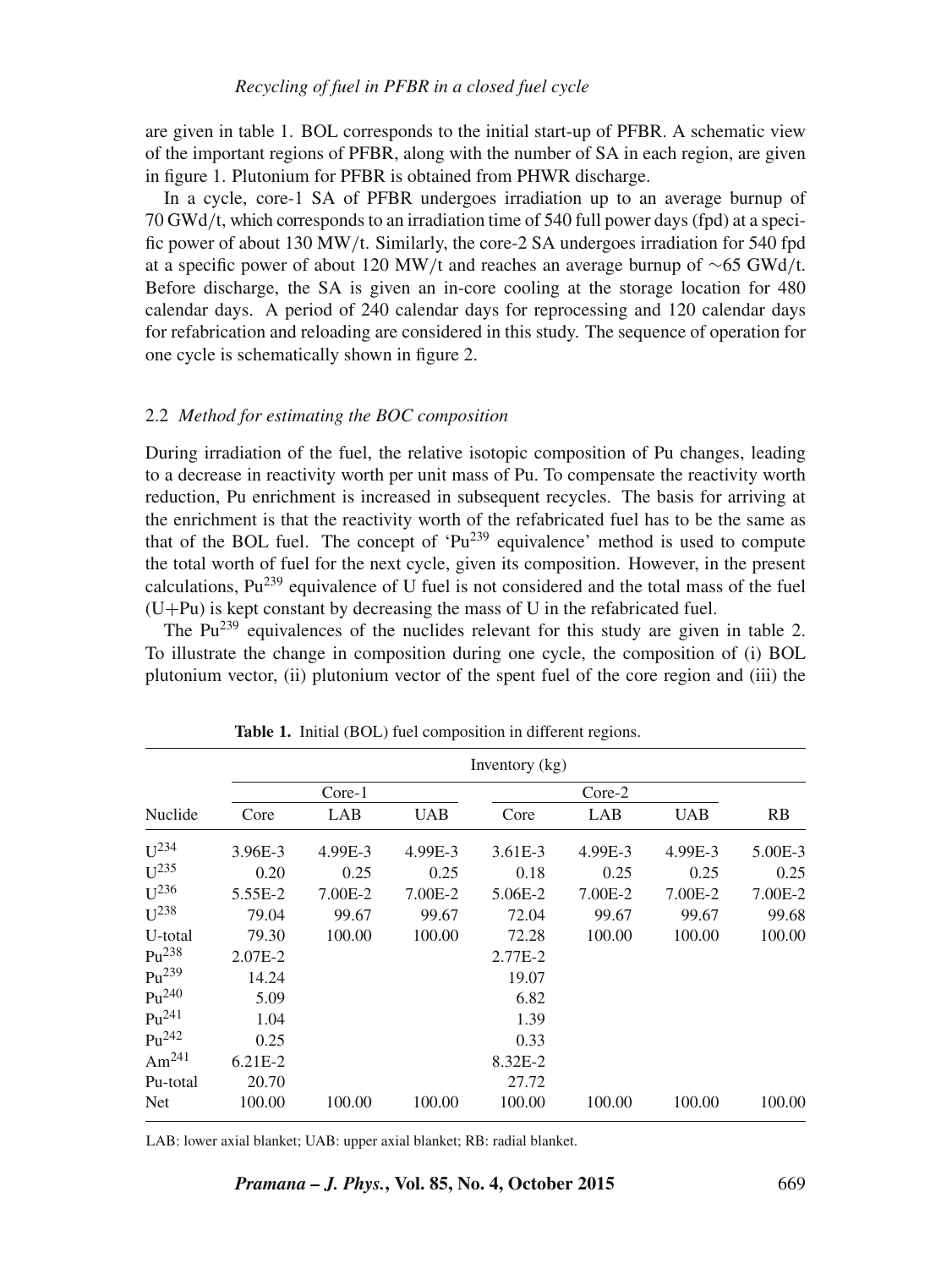are given in table 1. BOL corresponds to the initial start-up of PFBR. A schematic view of the important regions of PFBR, along with the number of SA in each region, are given in figure 1. Plutonium for PFBR is obtained from PHWR discharge.

In a cycle, core-1 SA of PFBR undergoes irradiation up to an average burnup of 70 GWd/t, which corresponds to an irradiation time of 540 full power days (fpd) at a specific power of about 130 MW/t. Similarly, the core-2 SA undergoes irradiation for 540 fpd at a specific power of about 120 MW/t and reaches an average burnup of ∼65 GWd/t. Before discharge, the SA is given an in-core cooling at the storage location for 480 calendar days. A period of 240 calendar days for reprocessing and 120 calendar days for refabrication and reloading are considered in this study. The sequence of operation for one cycle is schematically shown in figure 2.

### 2.2 *Method for estimating the BOC composition*

During irradiation of the fuel, the relative isotopic composition of Pu changes, leading to a decrease in reactivity worth per unit mass of Pu. To compensate the reactivity worth reduction, Pu enrichment is increased in subsequent recycles. The basis for arriving at the enrichment is that the reactivity worth of the refabricated fuel has to be the same as that of the BOL fuel. The concept of '$Pu^{239}$ equivalence' method is used to compute the total worth of fuel for the next cycle, given its composition. However, in the present calculations, $Pu^{239}$ equivalence of U fuel is not considered and the total mass of the fuel (U+Pu) is kept constant by decreasing the mass of U in the refabricated fuel.

The $Pu^{239}$ equivalences of the nuclides relevant for this study are given in table 2. To illustrate the change in composition during one cycle, the composition of (i) BOL plutonium vector, (ii) plutonium vector of the spent fuel of the core region and (iii) the

**Table 1.** Initial (BOL) fuel composition in different regions.

| | Inventory (kg) | | | | | | |
|---|---|---|---|---|---|---|---|
| | Core-1 | | | Core-2 | | | |
| Nuclide | Core | LAB | UAB | Core | LAB | UAB | RB |
| $U^{234}$ | 3.96E-3 | 4.99E-3 | 4.99E-3 | 3.61E-3 | 4.99E-3 | 4.99E-3 | 5.00E-3 |
| $U^{235}$ | 0.20 | 0.25 | 0.25 | 0.18 | 0.25 | 0.25 | 0.25 |
| $U^{236}$ | 5.55E-2 | 7.00E-2 | 7.00E-2 | 5.06E-2 | 7.00E-2 | 7.00E-2 | 7.00E-2 |
| $U^{238}$ | 79.04 | 99.67 | 99.67 | 72.04 | 99.67 | 99.67 | 99.68 |
| U-total | 79.30 | 100.00 | 100.00 | 72.28 | 100.00 | 100.00 | 100.00 |
| $Pu^{238}$ | 2.07E-2 | | | 2.77E-2 | | | |
| $Pu^{239}$ | 14.24 | | | 19.07 | | | |
| $Pu^{240}$ | 5.09 | | | 6.82 | | | |
| $Pu^{241}$ | 1.04 | | | 1.39 | | | |
| $Pu^{242}$ | 0.25 | | | 0.33 | | | |
| $Am^{241}$ | 6.21E-2 | | | 8.32E-2 | | | |
| Pu-total | 20.70 | | | 27.72 | | | |
| Net | 100.00 | 100.00 | 100.00 | 100.00 | 100.00 | 100.00 | 100.00 |

LAB: lower axial blanket; UAB: upper axial blanket; RB: radial blanket.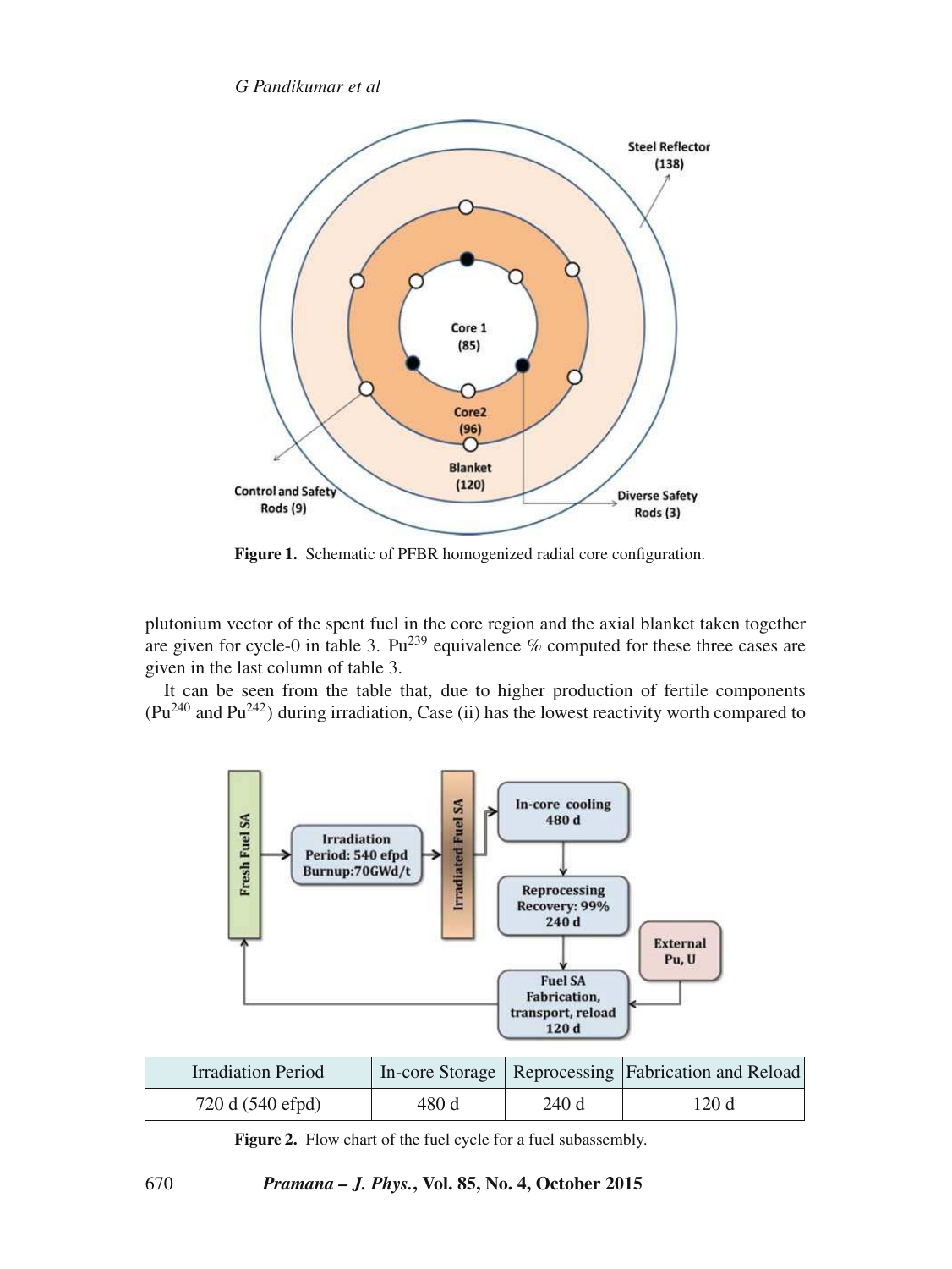**Figure 1.** Schematic of PFBR homogenized radial core configuration.

plutonium vector of the spent fuel in the core region and the axial blanket taken together are given for cycle-0 in table 3. $Pu^{239}$ equivalence % computed for these three cases are given in the last column of table 3.

It can be seen from the table that, due to higher production of fertile components ($Pu^{240}$ and $Pu^{242}$) during irradiation, Case (ii) has the lowest reactivity worth compared to

| Irradiation Period | In-core Storage | Reprocessing | Fabrication and Reload |
|---|---|---|---|
| 720 d (540 efpd) | 480 d | 240 d | 120 d |

**Figure 2.** Flow chart of the fuel cycle for a fuel subassembly.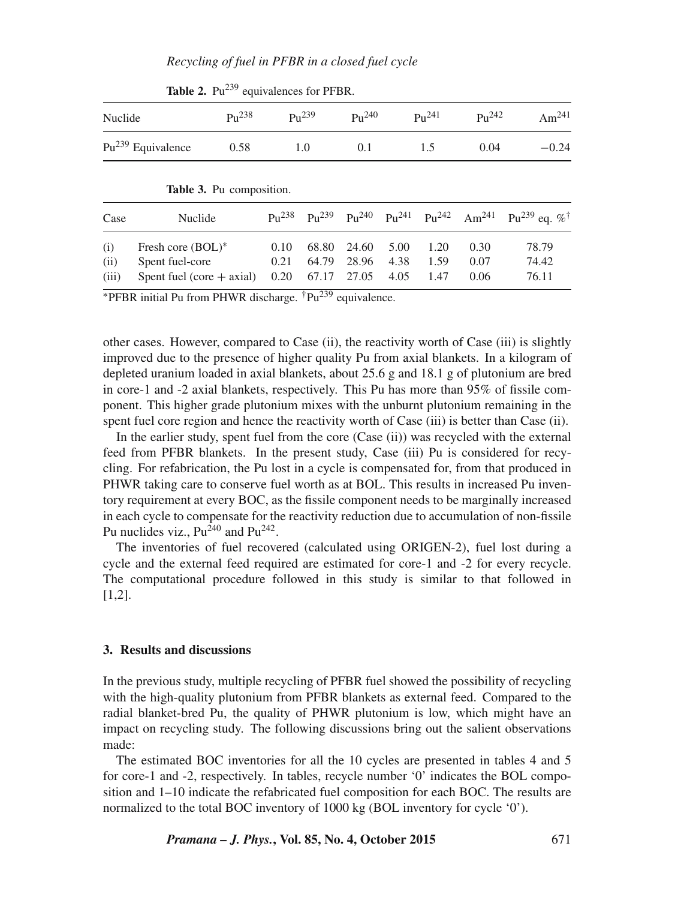**Table 2.** $Pu^{239}$ equivalences for PFBR.

| Nuclide | $Pu^{238}$ | $Pu^{239}$ | $Pu^{240}$ | $Pu^{241}$ | $Pu^{242}$ | $Am^{241}$ |
|---|---|---|---|---|---|---|
| $Pu^{239}$ Equivalence | 0.58 | 1.0 | 0.1 | 1.5 | 0.04 | −0.24 |

**Table 3.** Pu composition.

| Case | Nuclide | $Pu^{238}$ | $Pu^{239}$ | $Pu^{240}$ | $Pu^{241}$ | $Pu^{242}$ | $Am^{241}$ | $Pu^{239}$ eq. %[†] |
|---|---|---|---|---|---|---|---|---|
| (i) | Fresh core (BOL)* | 0.10 | 68.80 | 24.60 | 5.00 | 1.20 | 0.30 | 78.79 |
| (ii) | Spent fuel-core | 0.21 | 64.79 | 28.96 | 4.38 | 1.59 | 0.07 | 74.42 |
| (iii) | Spent fuel (core + axial) | 0.20 | 67.17 | 27.05 | 4.05 | 1.47 | 0.06 | 76.11 |

*PFBR initial Pu from PHWR discharge. [†] $Pu^{239}$ equivalence.

other cases. However, compared to Case (ii), the reactivity worth of Case (iii) is slightly improved due to the presence of higher quality Pu from axial blankets. In a kilogram of depleted uranium loaded in axial blankets, about 25.6 g and 18.1 g of plutonium are bred in core-1 and -2 axial blankets, respectively. This Pu has more than 95% of fissile component. This higher grade plutonium mixes with the unburnt plutonium remaining in the spent fuel core region and hence the reactivity worth of Case (iii) is better than Case (ii).

In the earlier study, spent fuel from the core (Case (ii)) was recycled with the external feed from PFBR blankets. In the present study, Case (iii) Pu is considered for recycling. For refabrication, the Pu lost in a cycle is compensated for, from that produced in PHWR taking care to conserve fuel worth as at BOL. This results in increased Pu inventory requirement at every BOC, as the fissile component needs to be marginally increased in each cycle to compensate for the reactivity reduction due to accumulation of non-fissile Pu nuclides viz., $Pu^{240}$ and $Pu^{242}$.

The inventories of fuel recovered (calculated using ORIGEN-2), fuel lost during a cycle and the external feed required are estimated for core-1 and -2 for every recycle. The computational procedure followed in this study is similar to that followed in [1,2].

## 3. Results and discussions

In the previous study, multiple recycling of PFBR fuel showed the possibility of recycling with the high-quality plutonium from PFBR blankets as external feed. Compared to the radial blanket-bred Pu, the quality of PHWR plutonium is low, which might have an impact on recycling study. The following discussions bring out the salient observations made:

The estimated BOC inventories for all the 10 cycles are presented in tables 4 and 5 for core-1 and -2, respectively. In tables, recycle number '0' indicates the BOL composition and 1–10 indicate the refabricated fuel composition for each BOC. The results are normalized to the total BOC inventory of 1000 kg (BOL inventory for cycle '0').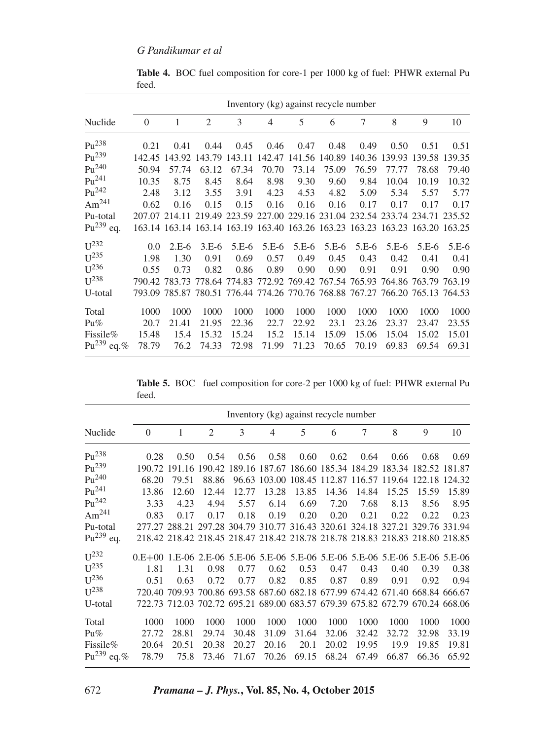**Table 4.** BOC fuel composition for core-1 per 1000 kg of fuel: PHWR external Pu feed.

| | Inventory (kg) against recycle number | | | | | | | | | | |
|---|---|---|---|---|---|---|---|---|---|---|---|
| Nuclide | 0 | 1 | 2 | 3 | 4 | 5 | 6 | 7 | 8 | 9 | 10 |
| $Pu^{238}$ | 0.21 | 0.41 | 0.44 | 0.45 | 0.46 | 0.47 | 0.48 | 0.49 | 0.50 | 0.51 | 0.51 |
| $Pu^{239}$ | 142.45 | 143.92 | 143.79 | 143.11 | 142.47 | 141.56 | 140.89 | 140.36 | 139.93 | 139.58 | 139.35 |
| $Pu^{240}$ | 50.94 | 57.74 | 63.12 | 67.34 | 70.70 | 73.14 | 75.09 | 76.59 | 77.77 | 78.68 | 79.40 |
| $Pu^{241}$ | 10.35 | 8.75 | 8.45 | 8.64 | 8.98 | 9.30 | 9.60 | 9.84 | 10.04 | 10.19 | 10.32 |
| $Pu^{242}$ | 2.48 | 3.12 | 3.55 | 3.91 | 4.23 | 4.53 | 4.82 | 5.09 | 5.34 | 5.57 | 5.77 |
| $Am^{241}$ | 0.62 | 0.16 | 0.15 | 0.15 | 0.16 | 0.16 | 0.16 | 0.17 | 0.17 | 0.17 | 0.17 |
| Pu-total | 207.07 | 214.11 | 219.49 | 223.59 | 227.00 | 229.16 | 231.04 | 232.54 | 233.74 | 234.71 | 235.52 |
| $Pu^{239}$ eq. | 163.14 | 163.14 | 163.14 | 163.19 | 163.40 | 163.26 | 163.23 | 163.23 | 163.23 | 163.20 | 163.25 |
| $U^{232}$ | 0.0 | 2.E-6 | 3.E-6 | 5.E-6 | 5.E-6 | 5.E-6 | 5.E-6 | 5.E-6 | 5.E-6 | 5.E-6 | 5.E-6 |
| $U^{235}$ | 1.98 | 1.30 | 0.91 | 0.69 | 0.57 | 0.49 | 0.45 | 0.43 | 0.42 | 0.41 | 0.41 |
| $U^{236}$ | 0.55 | 0.73 | 0.82 | 0.86 | 0.89 | 0.90 | 0.90 | 0.91 | 0.91 | 0.90 | 0.90 |
| $U^{238}$ | 790.42 | 783.73 | 778.64 | 774.83 | 772.92 | 769.42 | 767.54 | 765.93 | 764.86 | 763.79 | 763.19 |
| U-total | 793.09 | 785.87 | 780.51 | 776.44 | 774.26 | 770.76 | 768.88 | 767.27 | 766.20 | 765.13 | 764.53 |
| Total | 1000 | 1000 | 1000 | 1000 | 1000 | 1000 | 1000 | 1000 | 1000 | 1000 | 1000 |
| Pu% | 20.7 | 21.41 | 21.95 | 22.36 | 22.7 | 22.92 | 23.1 | 23.26 | 23.37 | 23.47 | 23.55 |
| Fissile% | 15.48 | 15.4 | 15.32 | 15.24 | 15.2 | 15.14 | 15.09 | 15.06 | 15.04 | 15.02 | 15.01 |
| $Pu^{239}$ eq.% | 78.79 | 76.2 | 74.33 | 72.98 | 71.99 | 71.23 | 70.65 | 70.19 | 69.83 | 69.54 | 69.31 |

**Table 5.** BOC fuel composition for core-2 per 1000 kg of fuel: PHWR external Pu feed.

| | Inventory (kg) against recycle number | | | | | | | | | | |
|---|---|---|---|---|---|---|---|---|---|---|---|
| Nuclide | 0 | 1 | 2 | 3 | 4 | 5 | 6 | 7 | 8 | 9 | 10 |
| $Pu^{238}$ | 0.28 | 0.50 | 0.54 | 0.56 | 0.58 | 0.60 | 0.62 | 0.64 | 0.66 | 0.68 | 0.69 |
| $Pu^{239}$ | 190.72 | 191.16 | 190.42 | 189.16 | 187.67 | 186.60 | 185.34 | 184.29 | 183.34 | 182.52 | 181.87 |
| $Pu^{240}$ | 68.20 | 79.51 | 88.86 | 96.63 | 103.00 | 108.45 | 112.87 | 116.57 | 119.64 | 122.18 | 124.32 |
| $Pu^{241}$ | 13.86 | 12.60 | 12.44 | 12.77 | 13.28 | 13.85 | 14.36 | 14.84 | 15.25 | 15.59 | 15.89 |
| $Pu^{242}$ | 3.33 | 4.23 | 4.94 | 5.57 | 6.14 | 6.69 | 7.20 | 7.68 | 8.13 | 8.56 | 8.95 |
| $Am^{241}$ | 0.83 | 0.17 | 0.17 | 0.18 | 0.19 | 0.20 | 0.20 | 0.21 | 0.22 | 0.22 | 0.23 |
| Pu-total | 277.27 | 288.21 | 297.28 | 304.79 | 310.77 | 316.43 | 320.61 | 324.18 | 327.21 | 329.76 | 331.94 |
| $Pu^{239}$ eq. | 218.42 | 218.42 | 218.45 | 218.47 | 218.42 | 218.78 | 218.78 | 218.83 | 218.83 | 218.80 | 218.85 |
| $U^{232}$ | 0.E+00 | 1.E-06 | 2.E-06 | 5.E-06 | 5.E-06 | 5.E-06 | 5.E-06 | 5.E-06 | 5.E-06 | 5.E-06 | 5.E-06 |
| $U^{235}$ | 1.81 | 1.31 | 0.98 | 0.77 | 0.62 | 0.53 | 0.47 | 0.43 | 0.40 | 0.39 | 0.38 |
| $U^{236}$ | 0.51 | 0.63 | 0.72 | 0.77 | 0.82 | 0.85 | 0.87 | 0.89 | 0.91 | 0.92 | 0.94 |
| $U^{238}$ | 720.40 | 709.93 | 700.86 | 693.58 | 687.60 | 682.18 | 677.99 | 674.42 | 671.40 | 668.84 | 666.67 |
| U-total | 722.73 | 712.03 | 702.72 | 695.21 | 689.00 | 683.57 | 679.39 | 675.82 | 672.79 | 670.24 | 668.06 |
| Total | 1000 | 1000 | 1000 | 1000 | 1000 | 1000 | 1000 | 1000 | 1000 | 1000 | 1000 |
| Pu% | 27.72 | 28.81 | 29.74 | 30.48 | 31.09 | 31.64 | 32.06 | 32.42 | 32.72 | 32.98 | 33.19 |
| Fissile% | 20.64 | 20.51 | 20.38 | 20.27 | 20.16 | 20.1 | 20.02 | 19.95 | 19.9 | 19.85 | 19.81 |
| $Pu^{239}$ eq.% | 78.79 | 75.8 | 73.46 | 71.67 | 70.26 | 69.15 | 68.24 | 67.49 | 66.87 | 66.36 | 65.92 |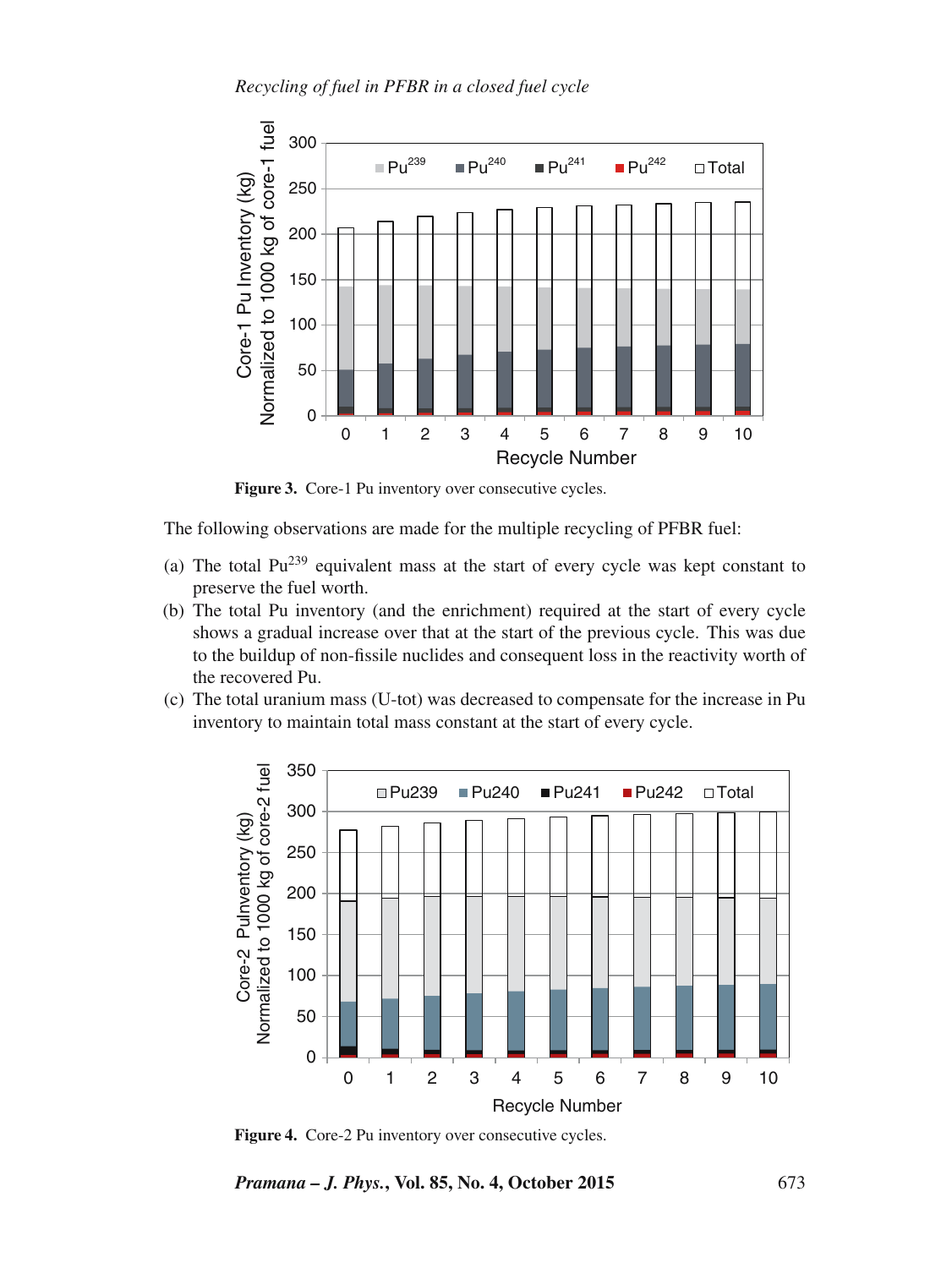**Figure 3.** Core-1 Pu inventory over consecutive cycles.

The following observations are made for the multiple recycling of PFBR fuel:

(a) The total $Pu^{239}$ equivalent mass at the start of every cycle was kept constant to preserve the fuel worth.

(b) The total Pu inventory (and the enrichment) required at the start of every cycle shows a gradual increase over that at the start of the previous cycle. This was due to the buildup of non-fissile nuclides and consequent loss in the reactivity worth of the recovered Pu.

(c) The total uranium mass (U-tot) was decreased to compensate for the increase in Pu inventory to maintain total mass constant at the start of every cycle.

**Figure 4.** Core-2 Pu inventory over consecutive cycles.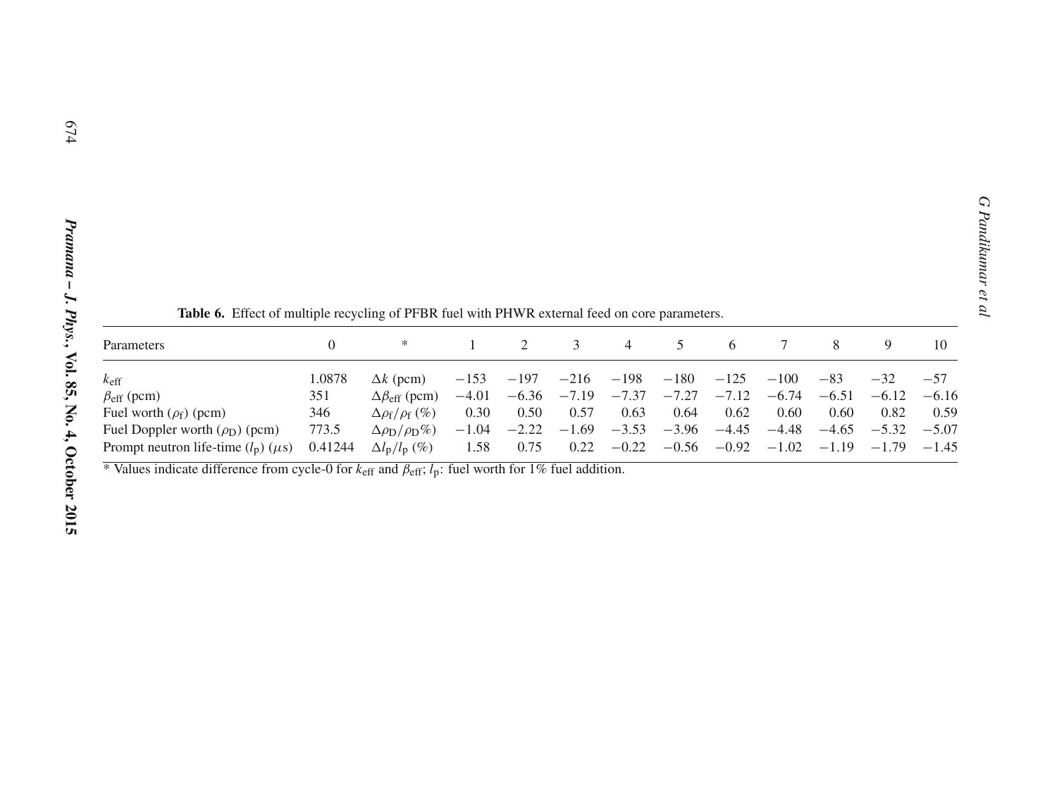**Table 6.** Effect of multiple recycling of PFBR fuel with PHWR external feed on core parameters.

| Parameters | 0 | * | 1 | 2 | 3 | 4 | 5 | 6 | 7 | 8 | 9 | 10 |
|---|---|---|---|---|---|---|---|---|---|---|---|---|
| $k_{eff}$ | 1.0878 | $\Delta k$ (pcm) | −153 | −197 | −216 | −198 | −180 | −125 | −100 | −83 | −32 | −57 |
| $\beta_{eff}$ (pcm) | 351 | $\Delta\beta_{eff}$ (pcm) | −4.01 | −6.36 | −7.19 | −7.37 | −7.27 | −7.12 | −6.74 | −6.51 | −6.12 | −6.16 |
| Fuel worth ($\rho_f$) (pcm) | 346 | $\Delta\rho_f/\rho_f$ (%) | 0.30 | 0.50 | 0.57 | 0.63 | 0.64 | 0.62 | 0.60 | 0.60 | 0.82 | 0.59 |
| Fuel Doppler worth ($\rho_D$) (pcm) | 773.5 | $\Delta\rho_D/\rho_D$%) | −1.04 | −2.22 | −1.69 | −3.53 | −3.96 | −4.45 | −4.48 | −4.65 | −5.32 | −5.07 |
| Prompt neutron life-time ($l_p$) ($\mu$s) | 0.41244 | $\Delta l_p/l_p$ (%) | 1.58 | 0.75 | 0.22 | −0.22 | −0.56 | −0.92 | −1.02 | −1.19 | −1.79 | −1.45 |

* Values indicate difference from cycle-0 for $k_{eff}$ and $\beta_{eff}$; $l_p$: fuel worth for 1% fuel addition.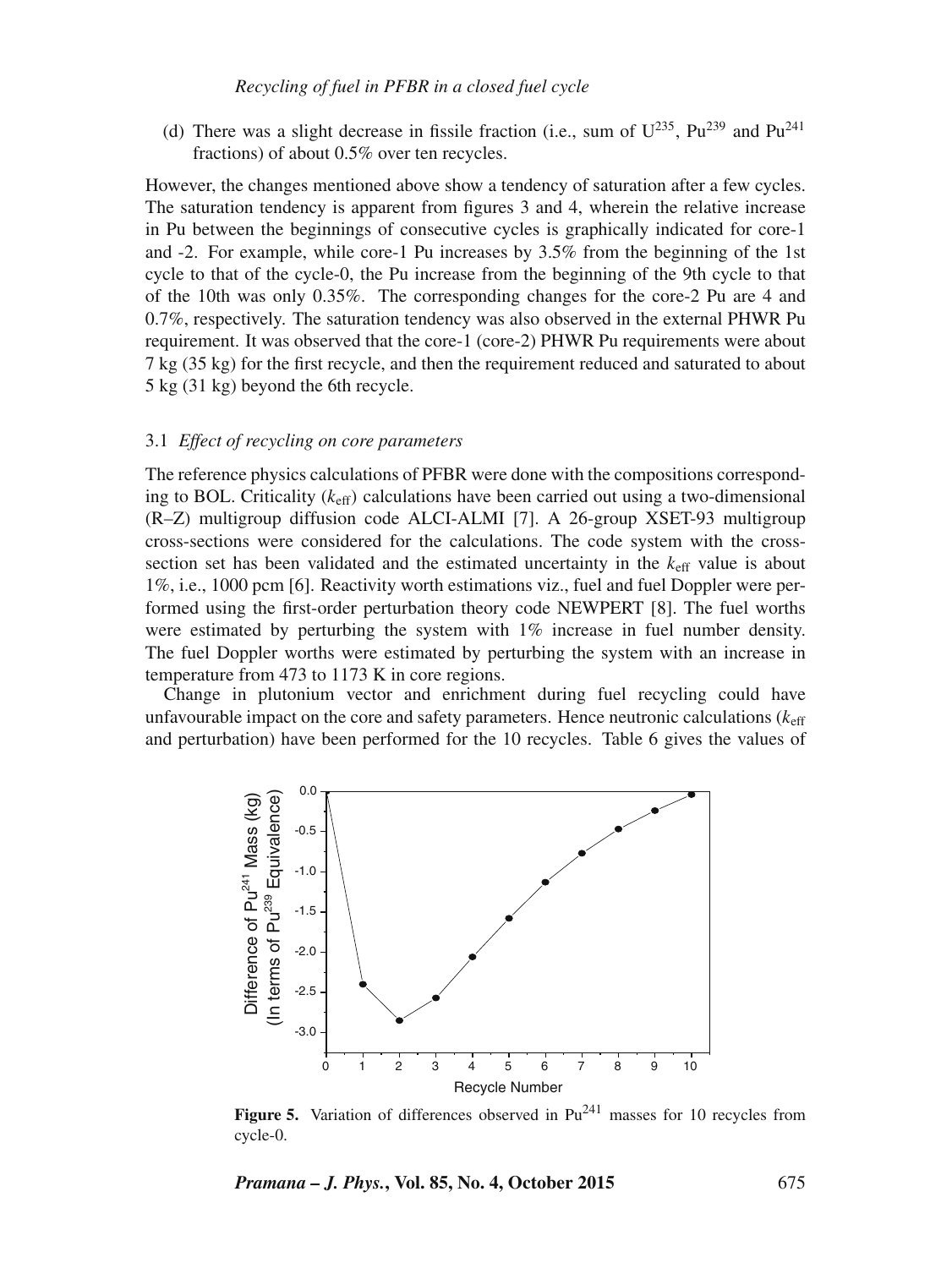(d) There was a slight decrease in fissile fraction (i.e., sum of $U^{235}$, $Pu^{239}$ and $Pu^{241}$ fractions) of about 0.5% over ten recycles.

However, the changes mentioned above show a tendency of saturation after a few cycles. The saturation tendency is apparent from figures 3 and 4, wherein the relative increase in Pu between the beginnings of consecutive cycles is graphically indicated for core-1 and -2. For example, while core-1 Pu increases by 3.5% from the beginning of the 1st cycle to that of the cycle-0, the Pu increase from the beginning of the 9th cycle to that of the 10th was only 0.35%. The corresponding changes for the core-2 Pu are 4 and 0.7%, respectively. The saturation tendency was also observed in the external PHWR Pu requirement. It was observed that the core-1 (core-2) PHWR Pu requirements were about 7 kg (35 kg) for the first recycle, and then the requirement reduced and saturated to about 5 kg (31 kg) beyond the 6th recycle.

### 3.1 *Effect of recycling on core parameters*

The reference physics calculations of PFBR were done with the compositions corresponding to BOL. Criticality ($k_{\text{eff}}$) calculations have been carried out using a two-dimensional (R–Z) multigroup diffusion code ALCI-ALMI [7]. A 26-group XSET-93 multigroup cross-sections were considered for the calculations. The code system with the cross-section set has been validated and the estimated uncertainty in the $k_{\text{eff}}$ value is about 1%, i.e., 1000 pcm [6]. Reactivity worth estimations viz., fuel and fuel Doppler were performed using the first-order perturbation theory code NEWPERT [8]. The fuel worths were estimated by perturbing the system with 1% increase in fuel number density. The fuel Doppler worths were estimated by perturbing the system with an increase in temperature from 473 to 1173 K in core regions.

Change in plutonium vector and enrichment during fuel recycling could have unfavourable impact on the core and safety parameters. Hence neutronic calculations ($k_{\text{eff}}$ and perturbation) have been performed for the 10 recycles. Table 6 gives the values of

**Figure 5.** Variation of differences observed in $Pu^{241}$ masses for 10 recycles from cycle-0.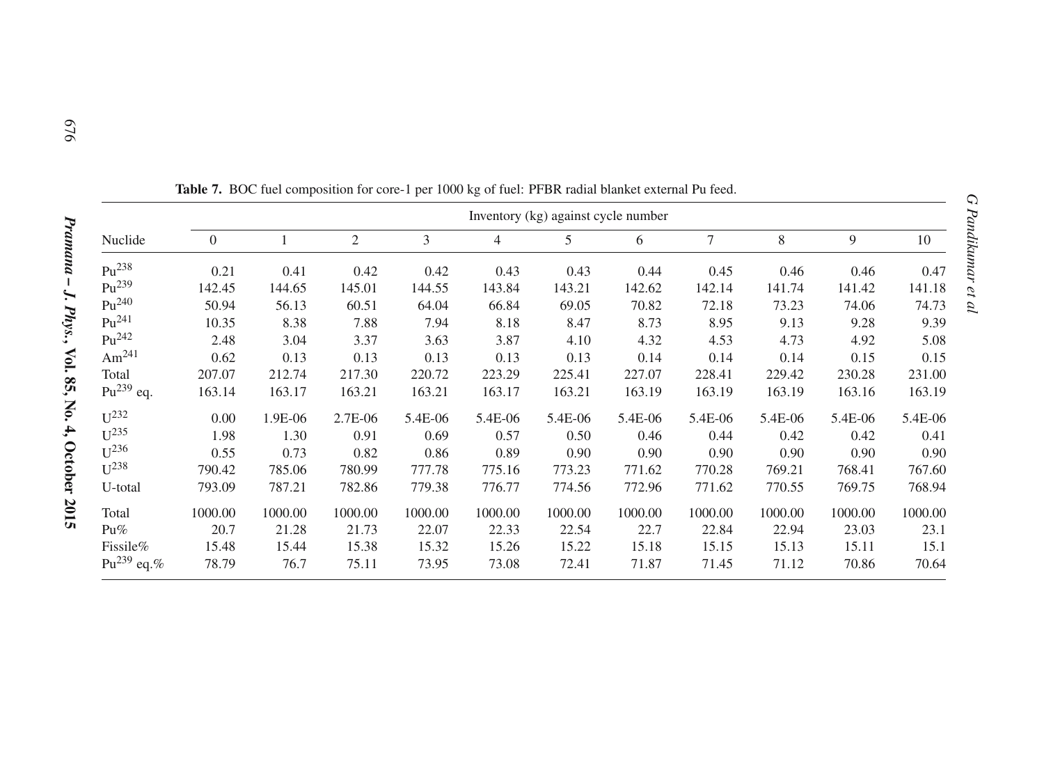**Table 7.** BOC fuel composition for core-1 per 1000 kg of fuel: PFBR radial blanket external Pu feed.

| Nuclide | Inventory (kg) against cycle number | | | | | | | | | | |
|---|---|---|---|---|---|---|---|---|---|---|---|
| | 0 | 1 | 2 | 3 | 4 | 5 | 6 | 7 | 8 | 9 | 10 |
| $Pu^{238}$ | 0.21 | 0.41 | 0.42 | 0.42 | 0.43 | 0.43 | 0.44 | 0.45 | 0.46 | 0.46 | 0.47 |
| $Pu^{239}$ | 142.45 | 144.65 | 145.01 | 144.55 | 143.84 | 143.21 | 142.62 | 142.14 | 141.74 | 141.42 | 141.18 |
| $Pu^{240}$ | 50.94 | 56.13 | 60.51 | 64.04 | 66.84 | 69.05 | 70.82 | 72.18 | 73.23 | 74.06 | 74.73 |
| $Pu^{241}$ | 10.35 | 8.38 | 7.88 | 7.94 | 8.18 | 8.47 | 8.73 | 8.95 | 9.13 | 9.28 | 9.39 |
| $Pu^{242}$ | 2.48 | 3.04 | 3.37 | 3.63 | 3.87 | 4.10 | 4.32 | 4.53 | 4.73 | 4.92 | 5.08 |
| $Am^{241}$ | 0.62 | 0.13 | 0.13 | 0.13 | 0.13 | 0.13 | 0.14 | 0.14 | 0.14 | 0.15 | 0.15 |
| Total | 207.07 | 212.74 | 217.30 | 220.72 | 223.29 | 225.41 | 227.07 | 228.41 | 229.42 | 230.28 | 231.00 |
| $Pu^{239}$ eq. | 163.14 | 163.17 | 163.21 | 163.21 | 163.17 | 163.21 | 163.19 | 163.19 | 163.19 | 163.16 | 163.19 |
| $U^{232}$ | 0.00 | 1.9E-06 | 2.7E-06 | 5.4E-06 | 5.4E-06 | 5.4E-06 | 5.4E-06 | 5.4E-06 | 5.4E-06 | 5.4E-06 | 5.4E-06 |
| $U^{235}$ | 1.98 | 1.30 | 0.91 | 0.69 | 0.57 | 0.50 | 0.46 | 0.44 | 0.42 | 0.42 | 0.41 |
| $U^{236}$ | 0.55 | 0.73 | 0.82 | 0.86 | 0.89 | 0.90 | 0.90 | 0.90 | 0.90 | 0.90 | 0.90 |
| $U^{238}$ | 790.42 | 785.06 | 780.99 | 777.78 | 775.16 | 773.23 | 771.62 | 770.28 | 769.21 | 768.41 | 767.60 |
| U-total | 793.09 | 787.21 | 782.86 | 779.38 | 776.77 | 774.56 | 772.96 | 771.62 | 770.55 | 769.75 | 768.94 |
| Total | 1000.00 | 1000.00 | 1000.00 | 1000.00 | 1000.00 | 1000.00 | 1000.00 | 1000.00 | 1000.00 | 1000.00 | 1000.00 |
| Pu% | 20.7 | 21.28 | 21.73 | 22.07 | 22.33 | 22.54 | 22.7 | 22.84 | 22.94 | 23.03 | 23.1 |
| Fissile% | 15.48 | 15.44 | 15.38 | 15.32 | 15.26 | 15.22 | 15.18 | 15.15 | 15.13 | 15.11 | 15.1 |
| $Pu^{239}$ eq.% | 78.79 | 76.7 | 75.11 | 73.95 | 73.08 | 72.41 | 71.87 | 71.45 | 71.12 | 70.86 | 70.64 |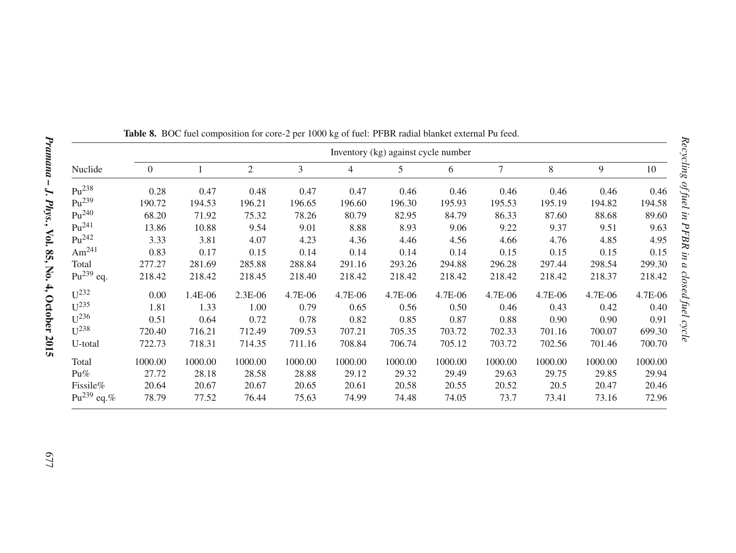**Table 8.** BOC fuel composition for core-2 per 1000 kg of fuel: PFBR radial blanket external Pu feed.

| | Inventory (kg) against cycle number | | | | | | | | | | |
|---|---|---|---|---|---|---|---|---|---|---|---|
| Nuclide | 0 | 1 | 2 | 3 | 4 | 5 | 6 | 7 | 8 | 9 | 10 |
| $Pu^{238}$ | 0.28 | 0.47 | 0.48 | 0.47 | 0.47 | 0.46 | 0.46 | 0.46 | 0.46 | 0.46 | 0.46 |
| $Pu^{239}$ | 190.72 | 194.53 | 196.21 | 196.65 | 196.60 | 196.30 | 195.93 | 195.53 | 195.19 | 194.82 | 194.58 |
| $Pu^{240}$ | 68.20 | 71.92 | 75.32 | 78.26 | 80.79 | 82.95 | 84.79 | 86.33 | 87.60 | 88.68 | 89.60 |
| $Pu^{241}$ | 13.86 | 10.88 | 9.54 | 9.01 | 8.88 | 8.93 | 9.06 | 9.22 | 9.37 | 9.51 | 9.63 |
| $Pu^{242}$ | 3.33 | 3.81 | 4.07 | 4.23 | 4.36 | 4.46 | 4.56 | 4.66 | 4.76 | 4.85 | 4.95 |
| $Am^{241}$ | 0.83 | 0.17 | 0.15 | 0.14 | 0.14 | 0.14 | 0.14 | 0.15 | 0.15 | 0.15 | 0.15 |
| Total | 277.27 | 281.69 | 285.88 | 288.84 | 291.16 | 293.26 | 294.88 | 296.28 | 297.44 | 298.54 | 299.30 |
| $Pu^{239}$ eq. | 218.42 | 218.42 | 218.45 | 218.40 | 218.42 | 218.42 | 218.42 | 218.42 | 218.42 | 218.37 | 218.42 |
| $U^{232}$ | 0.00 | 1.4E-06 | 2.3E-06 | 4.7E-06 | 4.7E-06 | 4.7E-06 | 4.7E-06 | 4.7E-06 | 4.7E-06 | 4.7E-06 | 4.7E-06 |
| $U^{235}$ | 1.81 | 1.33 | 1.00 | 0.79 | 0.65 | 0.56 | 0.50 | 0.46 | 0.43 | 0.42 | 0.40 |
| $U^{236}$ | 0.51 | 0.64 | 0.72 | 0.78 | 0.82 | 0.85 | 0.87 | 0.88 | 0.90 | 0.90 | 0.91 |
| $U^{238}$ | 720.40 | 716.21 | 712.49 | 709.53 | 707.21 | 705.35 | 703.72 | 702.33 | 701.16 | 700.07 | 699.30 |
| U-total | 722.73 | 718.31 | 714.35 | 711.16 | 708.84 | 706.74 | 705.12 | 703.72 | 702.56 | 701.46 | 700.70 |
| Total | 1000.00 | 1000.00 | 1000.00 | 1000.00 | 1000.00 | 1000.00 | 1000.00 | 1000.00 | 1000.00 | 1000.00 | 1000.00 |
| Pu% | 27.72 | 28.18 | 28.58 | 28.88 | 29.12 | 29.32 | 29.49 | 29.63 | 29.75 | 29.85 | 29.94 |
| Fissile% | 20.64 | 20.67 | 20.67 | 20.65 | 20.61 | 20.58 | 20.55 | 20.52 | 20.5 | 20.47 | 20.46 |
| $Pu^{239}$ eq.% | 78.79 | 77.52 | 76.44 | 75.63 | 74.99 | 74.48 | 74.05 | 73.7 | 73.41 | 73.16 | 72.96 |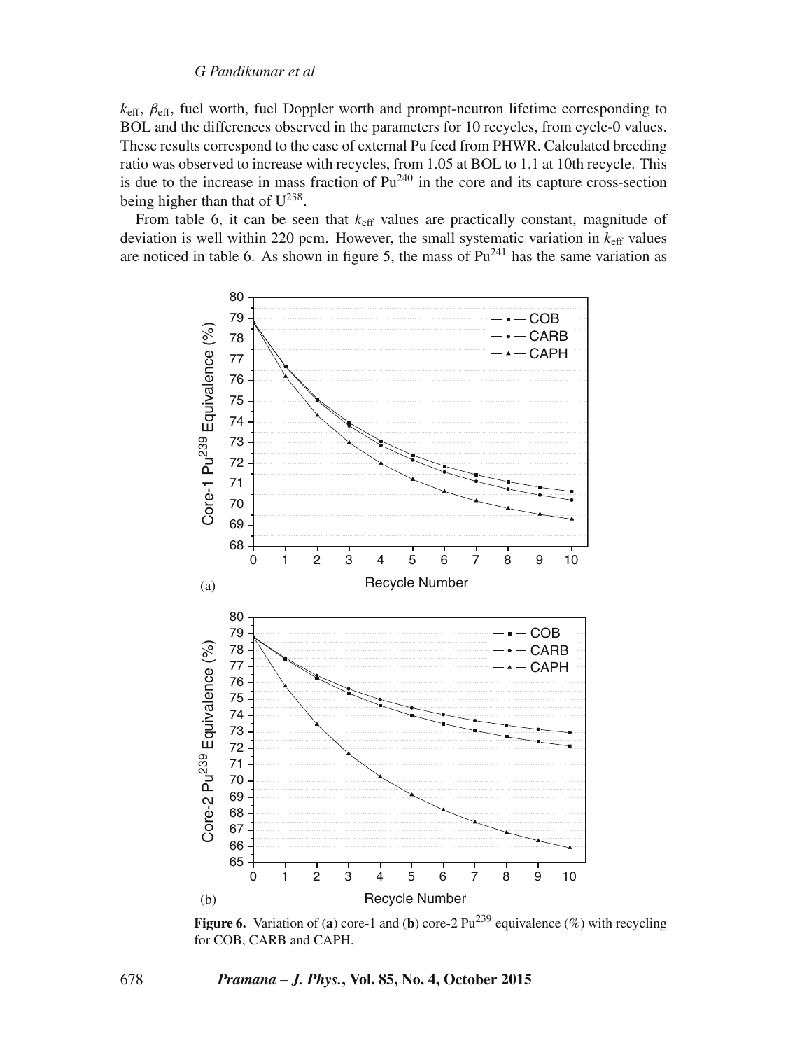$k_{eff}$, $\beta_{eff}$, fuel worth, fuel Doppler worth and prompt-neutron lifetime corresponding to BOL and the differences observed in the parameters for 10 recycles, from cycle-0 values. These results correspond to the case of external Pu feed from PHWR. Calculated breeding ratio was observed to increase with recycles, from 1.05 at BOL to 1.1 at 10th recycle. This is due to the increase in mass fraction of $Pu^{240}$ in the core and its capture cross-section being higher than that of $U^{238}$.

From table 6, it can be seen that $k_{eff}$ values are practically constant, magnitude of deviation is well within 220 pcm. However, the small systematic variation in $k_{eff}$ values are noticed in table 6. As shown in figure 5, the mass of $Pu^{241}$ has the same variation as

**Figure 6.** Variation of (**a**) core-1 and (**b**) core-2 $Pu^{239}$ equivalence (%) with recycling for COB, CARB and CAPH.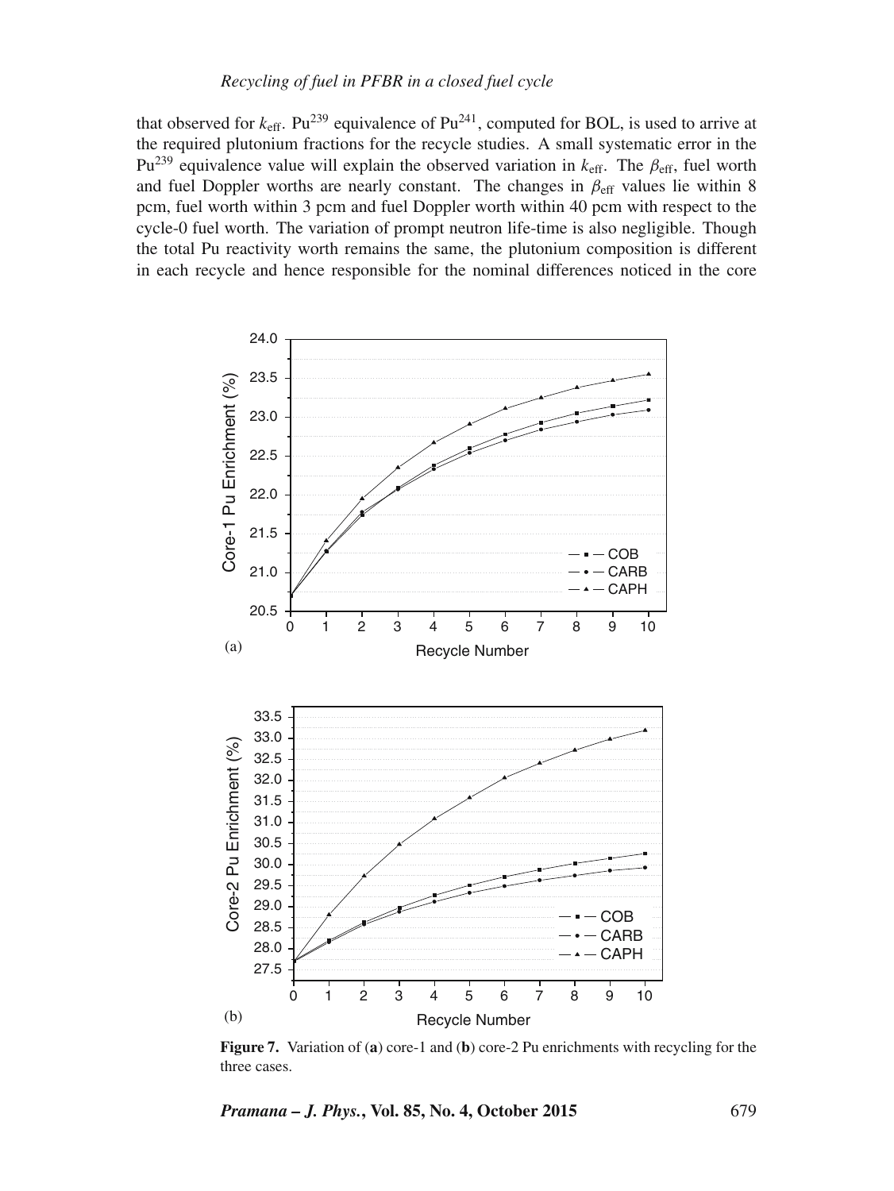that observed for $k_{\text{eff}}$. $Pu^{239}$ equivalence of $Pu^{241}$, computed for BOL, is used to arrive at the required plutonium fractions for the recycle studies. A small systematic error in the $Pu^{239}$ equivalence value will explain the observed variation in $k_{\text{eff}}$. The $\beta_{\text{eff}}$, fuel worth and fuel Doppler worths are nearly constant. The changes in $\beta_{\text{eff}}$ values lie within 8 pcm, fuel worth within 3 pcm and fuel Doppler worth within 40 pcm with respect to the cycle-0 fuel worth. The variation of prompt neutron life-time is also negligible. Though the total Pu reactivity worth remains the same, the plutonium composition is different in each recycle and hence responsible for the nominal differences noticed in the core

**Figure 7.** Variation of (**a**) core-1 and (**b**) core-2 Pu enrichments with recycling for the three cases.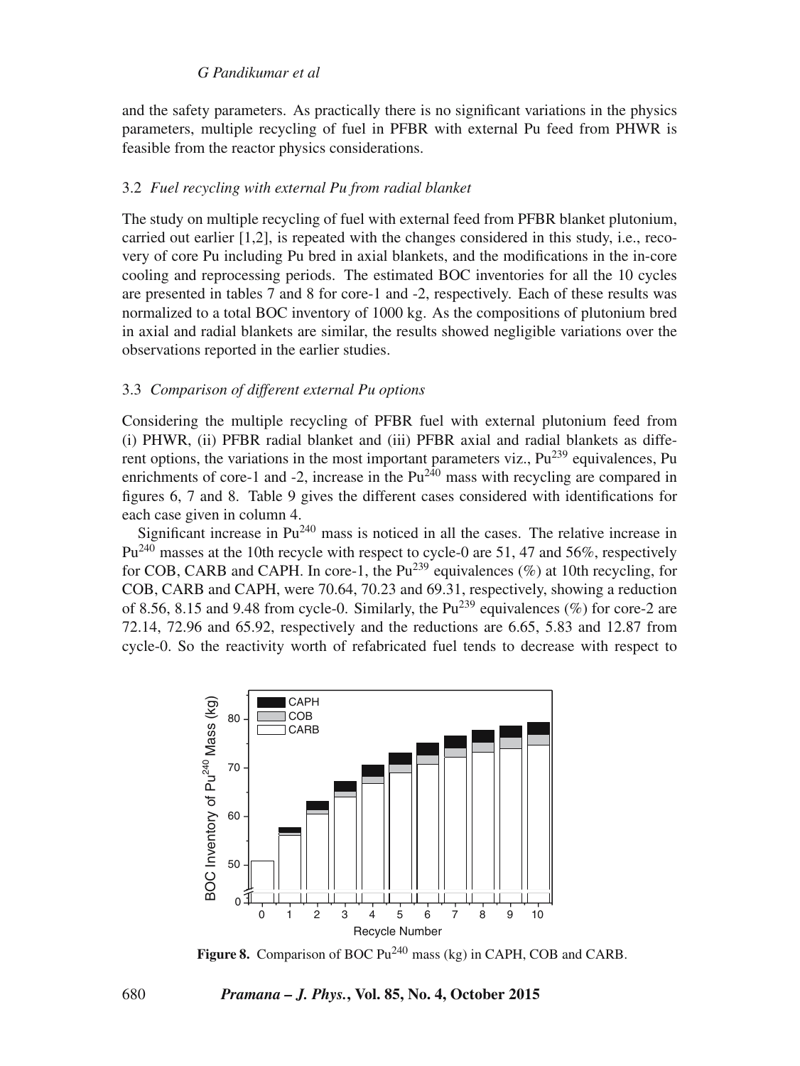and the safety parameters. As practically there is no significant variations in the physics parameters, multiple recycling of fuel in PFBR with external Pu feed from PHWR is feasible from the reactor physics considerations.

### 3.2 *Fuel recycling with external Pu from radial blanket*

The study on multiple recycling of fuel with external feed from PFBR blanket plutonium, carried out earlier [1,2], is repeated with the changes considered in this study, i.e., recovery of core Pu including Pu bred in axial blankets, and the modifications in the in-core cooling and reprocessing periods. The estimated BOC inventories for all the 10 cycles are presented in tables 7 and 8 for core-1 and -2, respectively. Each of these results was normalized to a total BOC inventory of 1000 kg. As the compositions of plutonium bred in axial and radial blankets are similar, the results showed negligible variations over the observations reported in the earlier studies.

### 3.3 *Comparison of different external Pu options*

Considering the multiple recycling of PFBR fuel with external plutonium feed from (i) PHWR, (ii) PFBR radial blanket and (iii) PFBR axial and radial blankets as different options, the variations in the most important parameters viz., $Pu^{239}$ equivalences, Pu enrichments of core-1 and -2, increase in the $Pu^{240}$ mass with recycling are compared in figures 6, 7 and 8. Table 9 gives the different cases considered with identifications for each case given in column 4.

Significant increase in $Pu^{240}$ mass is noticed in all the cases. The relative increase in $Pu^{240}$ masses at the 10th recycle with respect to cycle-0 are 51, 47 and 56%, respectively for COB, CARB and CAPH. In core-1, the $Pu^{239}$ equivalences (%) at 10th recycling, for COB, CARB and CAPH, were 70.64, 70.23 and 69.31, respectively, showing a reduction of 8.56, 8.15 and 9.48 from cycle-0. Similarly, the $Pu^{239}$ equivalences (%) for core-2 are 72.14, 72.96 and 65.92, respectively and the reductions are 6.65, 5.83 and 12.87 from cycle-0. So the reactivity worth of refabricated fuel tends to decrease with respect to

**Figure 8.** Comparison of BOC $Pu^{240}$ mass (kg) in CAPH, COB and CARB.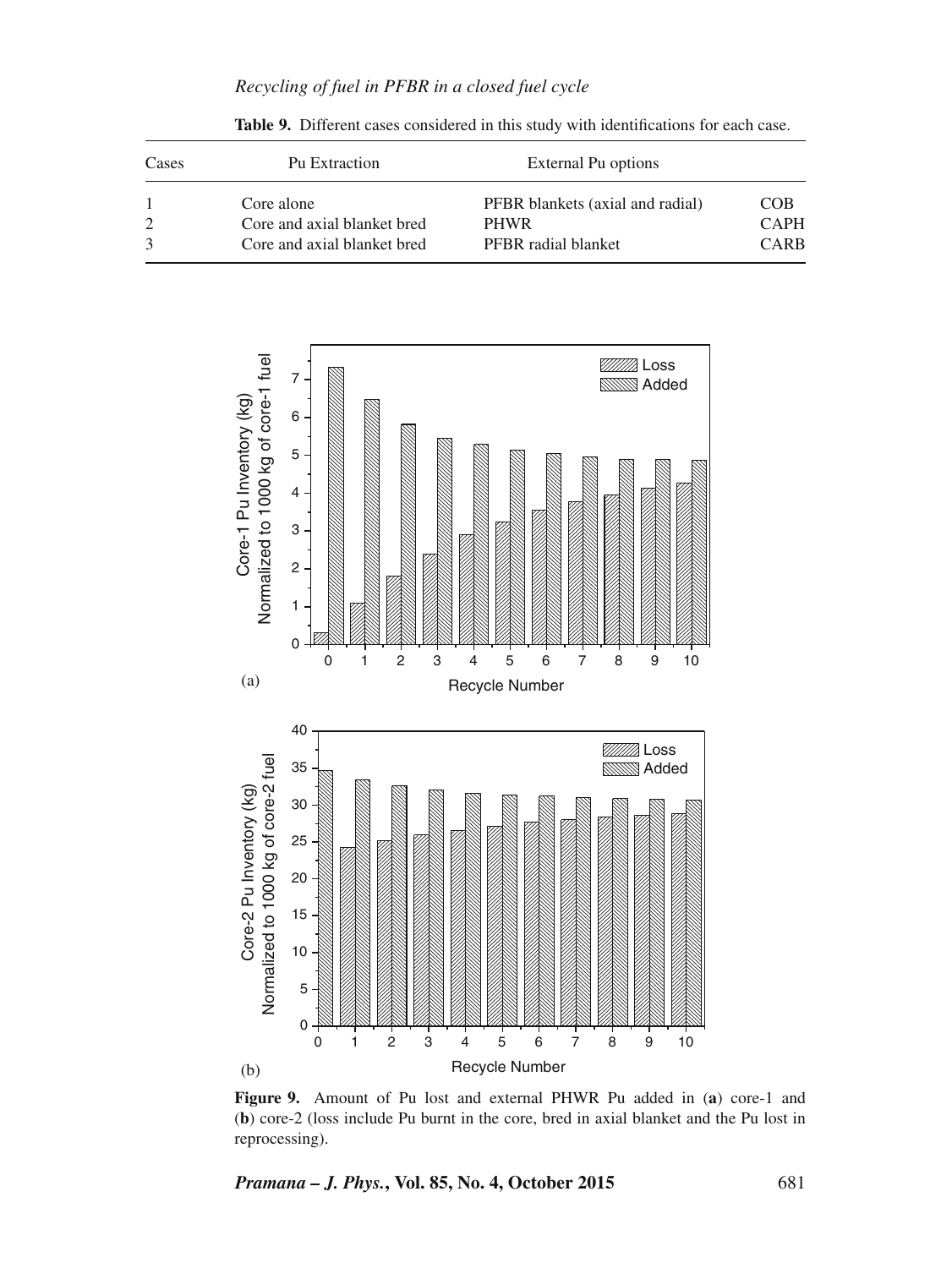**Table 9.** Different cases considered in this study with identifications for each case.

| Cases | Pu Extraction | External Pu options | |
|---|---|---|---|
| 1 | Core alone | PFBR blankets (axial and radial) | COB |
| 2 | Core and axial blanket bred | PHWR | CAPH |
| 3 | Core and axial blanket bred | PFBR radial blanket | CARB |

**Figure 9.** Amount of Pu lost and external PHWR Pu added in (**a**) core-1 and (**b**) core-2 (loss include Pu burnt in the core, bred in axial blanket and the Pu lost in reprocessing).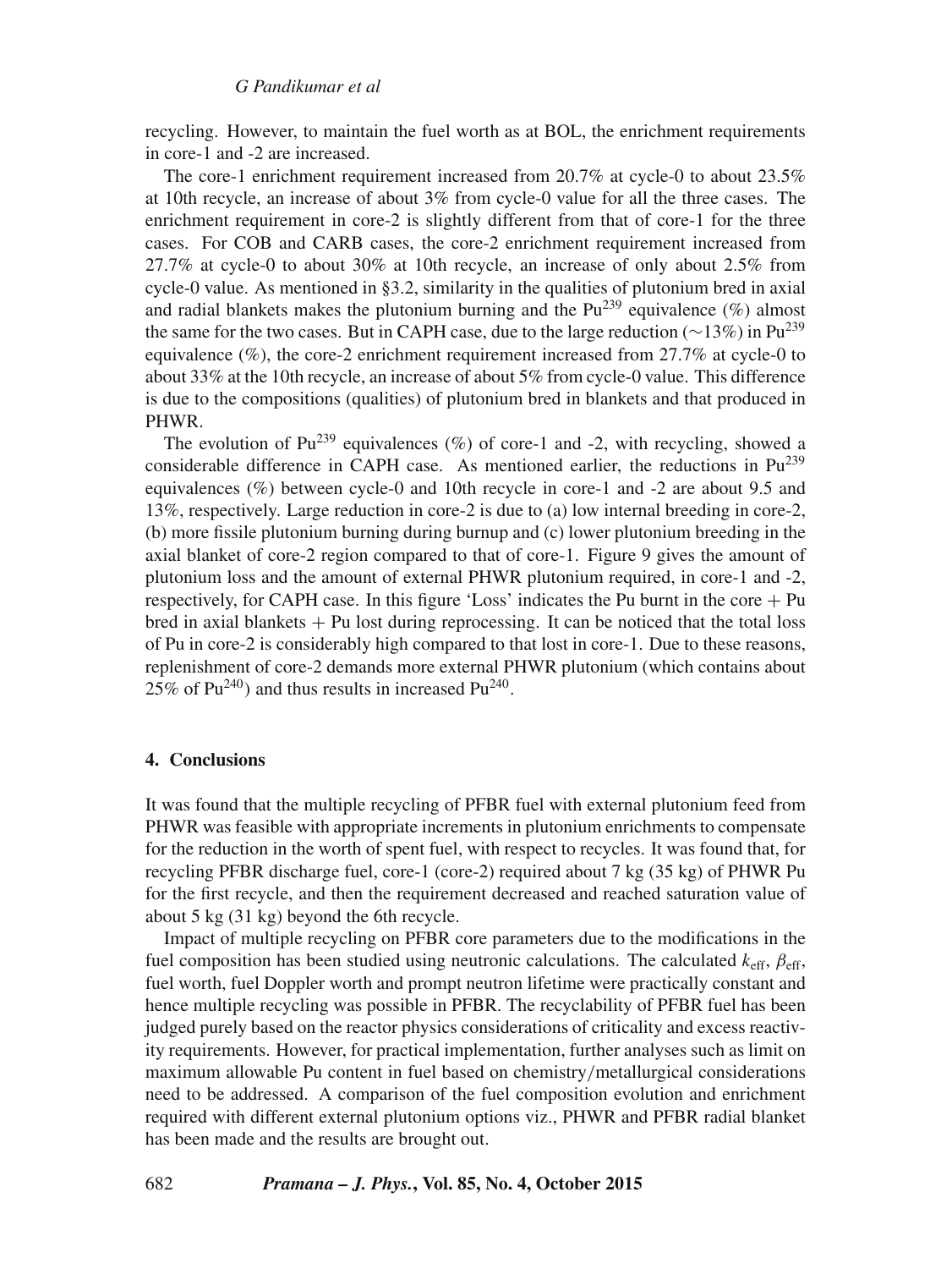recycling. However, to maintain the fuel worth as at BOL, the enrichment requirements in core-1 and -2 are increased.

The core-1 enrichment requirement increased from 20.7% at cycle-0 to about 23.5% at 10th recycle, an increase of about 3% from cycle-0 value for all the three cases. The enrichment requirement in core-2 is slightly different from that of core-1 for the three cases. For COB and CARB cases, the core-2 enrichment requirement increased from 27.7% at cycle-0 to about 30% at 10th recycle, an increase of only about 2.5% from cycle-0 value. As mentioned in §3.2, similarity in the qualities of plutonium bred in axial and radial blankets makes the plutonium burning and the $Pu^{239}$ equivalence (%) almost the same for the two cases. But in CAPH case, due to the large reduction ($\sim$13%) in $Pu^{239}$ equivalence (%), the core-2 enrichment requirement increased from 27.7% at cycle-0 to about 33% at the 10th recycle, an increase of about 5% from cycle-0 value. This difference is due to the compositions (qualities) of plutonium bred in blankets and that produced in PHWR.

The evolution of $Pu^{239}$ equivalences (%) of core-1 and -2, with recycling, showed a considerable difference in CAPH case. As mentioned earlier, the reductions in $Pu^{239}$ equivalences (%) between cycle-0 and 10th recycle in core-1 and -2 are about 9.5 and 13%, respectively. Large reduction in core-2 is due to (a) low internal breeding in core-2, (b) more fissile plutonium burning during burnup and (c) lower plutonium breeding in the axial blanket of core-2 region compared to that of core-1. Figure 9 gives the amount of plutonium loss and the amount of external PHWR plutonium required, in core-1 and -2, respectively, for CAPH case. In this figure 'Loss' indicates the Pu burnt in the core + Pu bred in axial blankets + Pu lost during reprocessing. It can be noticed that the total loss of Pu in core-2 is considerably high compared to that lost in core-1. Due to these reasons, replenishment of core-2 demands more external PHWR plutonium (which contains about 25% of $Pu^{240}$) and thus results in increased $Pu^{240}$.

## 4. Conclusions

It was found that the multiple recycling of PFBR fuel with external plutonium feed from PHWR was feasible with appropriate increments in plutonium enrichments to compensate for the reduction in the worth of spent fuel, with respect to recycles. It was found that, for recycling PFBR discharge fuel, core-1 (core-2) required about 7 kg (35 kg) of PHWR Pu for the first recycle, and then the requirement decreased and reached saturation value of about 5 kg (31 kg) beyond the 6th recycle.

Impact of multiple recycling on PFBR core parameters due to the modifications in the fuel composition has been studied using neutronic calculations. The calculated $k_{\text{eff}}$, $\beta_{\text{eff}}$, fuel worth, fuel Doppler worth and prompt neutron lifetime were practically constant and hence multiple recycling was possible in PFBR. The recyclability of PFBR fuel has been judged purely based on the reactor physics considerations of criticality and excess reactivity requirements. However, for practical implementation, further analyses such as limit on maximum allowable Pu content in fuel based on chemistry/metallurgical considerations need to be addressed. A comparison of the fuel composition evolution and enrichment required with different external plutonium options viz., PHWR and PFBR radial blanket has been made and the results are brought out.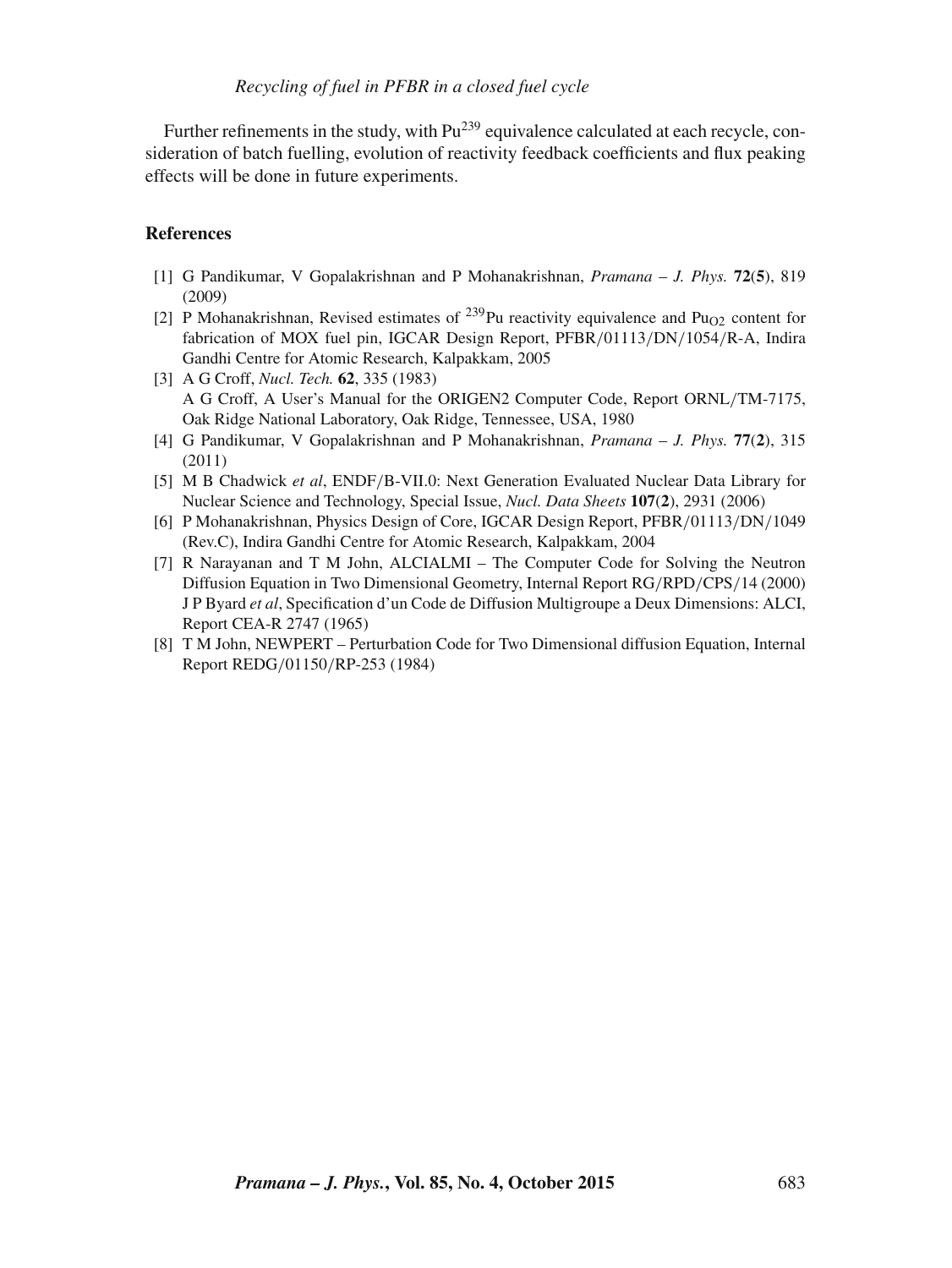Further refinements in the study, with $Pu^{239}$ equivalence calculated at each recycle, consideration of batch fuelling, evolution of reactivity feedback coefficients and flux peaking effects will be done in future experiments.

## References

[1] G Pandikumar, V Gopalakrishnan and P Mohanakrishnan, *Pramana – J. Phys.* **72**(**5**), 819 (2009)

[2] P Mohanakrishnan, Revised estimates of $^{239}$Pu reactivity equivalence and $Pu_{O2}$ content for fabrication of MOX fuel pin, IGCAR Design Report, PFBR/01113/DN/1054/R-A, Indira Gandhi Centre for Atomic Research, Kalpakkam, 2005

[3] A G Croff, *Nucl. Tech.* **62**, 335 (1983)
A G Croff, A User's Manual for the ORIGEN2 Computer Code, Report ORNL/TM-7175, Oak Ridge National Laboratory, Oak Ridge, Tennessee, USA, 1980

[4] G Pandikumar, V Gopalakrishnan and P Mohanakrishnan, *Pramana – J. Phys.* **77**(**2**), 315 (2011)

[5] M B Chadwick *et al*, ENDF/B-VII.0: Next Generation Evaluated Nuclear Data Library for Nuclear Science and Technology, Special Issue, *Nucl. Data Sheets* **107**(**2**), 2931 (2006)

[6] P Mohanakrishnan, Physics Design of Core, IGCAR Design Report, PFBR/01113/DN/1049 (Rev.C), Indira Gandhi Centre for Atomic Research, Kalpakkam, 2004

[7] R Narayanan and T M John, ALCIALMI – The Computer Code for Solving the Neutron Diffusion Equation in Two Dimensional Geometry, Internal Report RG/RPD/CPS/14 (2000)
J P Byard *et al*, Specification d'un Code de Diffusion Multigroupe a Deux Dimensions: ALCI, Report CEA-R 2747 (1965)

[8] T M John, NEWPERT – Perturbation Code for Two Dimensional diffusion Equation, Internal Report REDG/01150/RP-253 (1984)